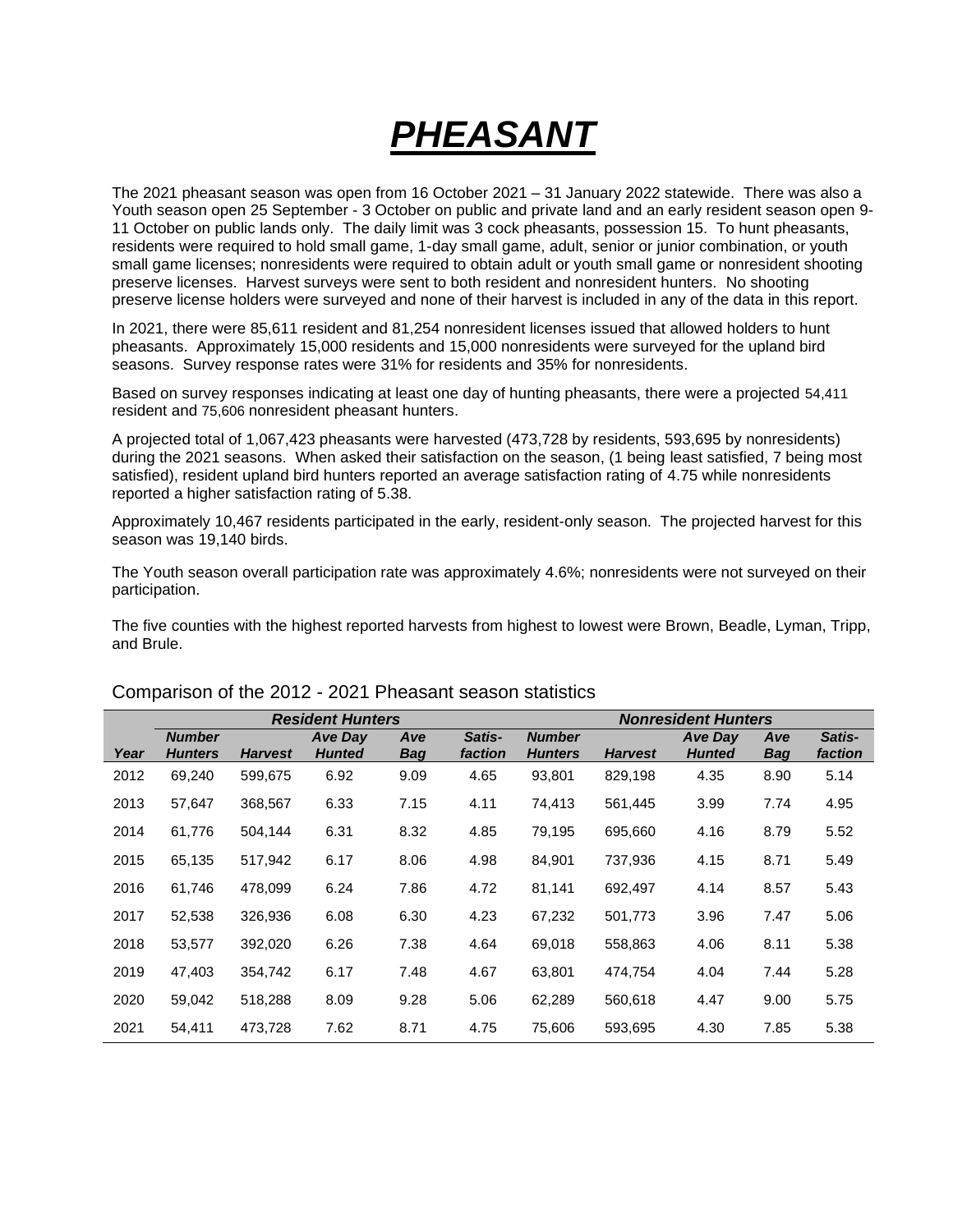# *PHEASANT*

The 2021 pheasant season was open from 16 October 2021 – 31 January 2022 statewide. There was also a Youth season open 25 September - 3 October on public and private land and an early resident season open 9-11 October on public lands only. The daily limit was 3 cock pheasants, possession 15. To hunt pheasants, residents were required to hold small game, 1-day small game, adult, senior or junior combination, or youth small game licenses; nonresidents were required to obtain adult or youth small game or nonresident shooting preserve licenses. Harvest surveys were sent to both resident and nonresident hunters. No shooting preserve license holders were surveyed and none of their harvest is included in any of the data in this report.

In 2021, there were 85,611 resident and 81,254 nonresident licenses issued that allowed holders to hunt pheasants. Approximately 15,000 residents and 15,000 nonresidents were surveyed for the upland bird seasons. Survey response rates were 31% for residents and 35% for nonresidents.

Based on survey responses indicating at least one day of hunting pheasants, there were a projected 54,411 resident and 75,606 nonresident pheasant hunters.

A projected total of 1,067,423 pheasants were harvested (473,728 by residents, 593,695 by nonresidents) during the 2021 seasons. When asked their satisfaction on the season, (1 being least satisfied, 7 being most satisfied), resident upland bird hunters reported an average satisfaction rating of 4.75 while nonresidents reported a higher satisfaction rating of 5.38.

Approximately 10,467 residents participated in the early, resident-only season. The projected harvest for this season was 19,140 birds.

The Youth season overall participation rate was approximately 4.6%; nonresidents were not surveyed on their participation.

The five counties with the highest reported harvests from highest to lowest were Brown, Beadle, Lyman, Tripp, and Brule.

Comparison of the 2012 - 2021 Pheasant season statistics

| | *Resident Hunters* | | | | | *Nonresident Hunters* | | | | |
|---|---|---|---|---|---|---|---|---|---|---|
| *Year* | *Number Hunters* | *Harvest* | *Ave Day Hunted* | *Ave Bag* | *Satis-faction* | *Number Hunters* | *Harvest* | *Ave Day Hunted* | *Ave Bag* | *Satis-faction* |
| 2012 | 69,240 | 599,675 | 6.92 | 9.09 | 4.65 | 93,801 | 829,198 | 4.35 | 8.90 | 5.14 |
| 2013 | 57,647 | 368,567 | 6.33 | 7.15 | 4.11 | 74,413 | 561,445 | 3.99 | 7.74 | 4.95 |
| 2014 | 61,776 | 504,144 | 6.31 | 8.32 | 4.85 | 79,195 | 695,660 | 4.16 | 8.79 | 5.52 |
| 2015 | 65,135 | 517,942 | 6.17 | 8.06 | 4.98 | 84,901 | 737,936 | 4.15 | 8.71 | 5.49 |
| 2016 | 61,746 | 478,099 | 6.24 | 7.86 | 4.72 | 81,141 | 692,497 | 4.14 | 8.57 | 5.43 |
| 2017 | 52,538 | 326,936 | 6.08 | 6.30 | 4.23 | 67,232 | 501,773 | 3.96 | 7.47 | 5.06 |
| 2018 | 53,577 | 392,020 | 6.26 | 7.38 | 4.64 | 69,018 | 558,863 | 4.06 | 8.11 | 5.38 |
| 2019 | 47,403 | 354,742 | 6.17 | 7.48 | 4.67 | 63,801 | 474,754 | 4.04 | 7.44 | 5.28 |
| 2020 | 59,042 | 518,288 | 8.09 | 9.28 | 5.06 | 62,289 | 560,618 | 4.47 | 9.00 | 5.75 |
| 2021 | 54,411 | 473,728 | 7.62 | 8.71 | 4.75 | 75,606 | 593,695 | 4.30 | 7.85 | 5.38 |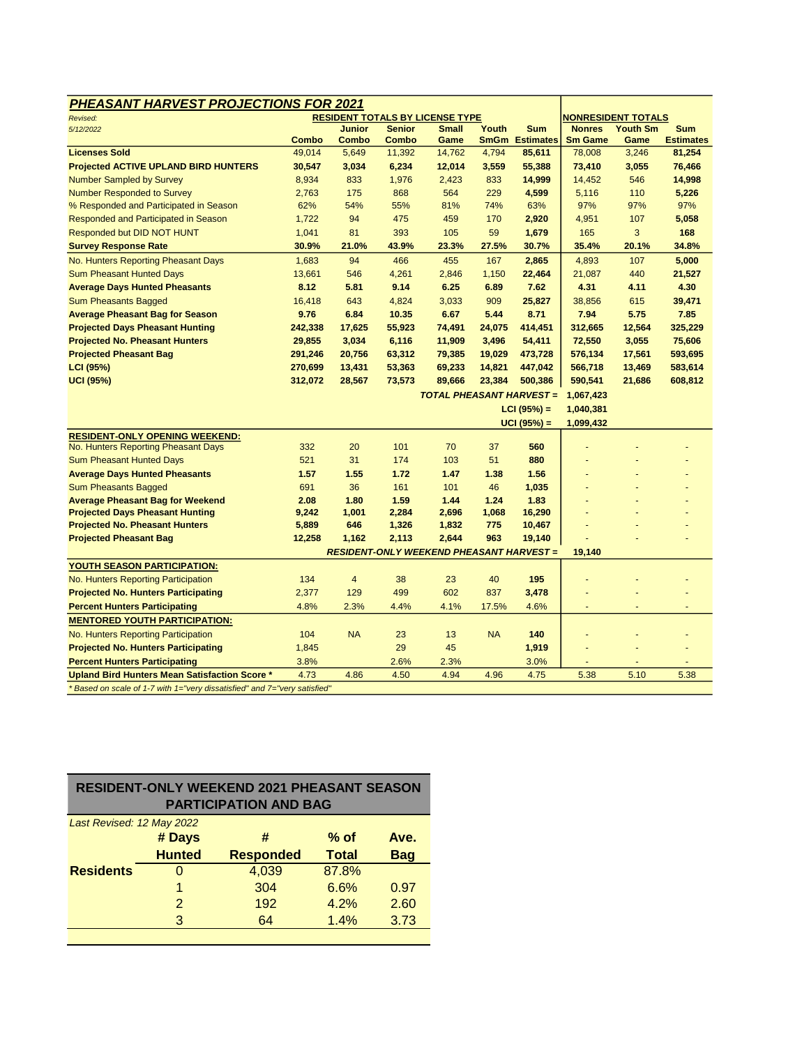## PHEASANT HARVEST PROJECTIONS FOR 2021

*Revised: 5/12/2022*

| | RESIDENT TOTALS BY LICENSE TYPE | | | | | | NONRESIDENT TOTALS | | |
|---|---|---|---|---|---|---|---|---|---|
| | Combo | Junior Combo | Senior Combo | Small Game | Youth SmGm | Sum Estimates | Nonres Sm Game | Youth Sm Game | Sum Estimates |
| **Licenses Sold** | 49,014 | 5,649 | 11,392 | 14,762 | 4,794 | **85,611** | 78,008 | 3,246 | **81,254** |
| **Projected ACTIVE UPLAND BIRD HUNTERS** | **30,547** | **3,034** | **6,234** | **12,014** | **3,559** | **55,388** | **73,410** | **3,055** | **76,466** |
| Number Sampled by Survey | 8,934 | 833 | 1,976 | 2,423 | 833 | **14,999** | 14,452 | 546 | **14,998** |
| Number Responded to Survey | 2,763 | 175 | 868 | 564 | 229 | **4,599** | 5,116 | 110 | **5,226** |
| % Responded and Participated in Season | 62% | 54% | 55% | 81% | 74% | 63% | 97% | 97% | 97% |
| Responded and Participated in Season | 1,722 | 94 | 475 | 459 | 170 | **2,920** | 4,951 | 107 | **5,058** |
| Responded but DID NOT HUNT | 1,041 | 81 | 393 | 105 | 59 | **1,679** | 165 | 3 | **168** |
| **Survey Response Rate** | **30.9%** | **21.0%** | **43.9%** | **23.3%** | **27.5%** | **30.7%** | **35.4%** | **20.1%** | **34.8%** |
| No. Hunters Reporting Pheasant Days | 1,683 | 94 | 466 | 455 | 167 | **2,865** | 4,893 | 107 | **5,000** |
| Sum Pheasant Hunted Days | 13,661 | 546 | 4,261 | 2,846 | 1,150 | **22,464** | 21,087 | 440 | **21,527** |
| **Average Days Hunted Pheasants** | **8.12** | **5.81** | **9.14** | **6.25** | **6.89** | **7.62** | **4.31** | **4.11** | **4.30** |
| Sum Pheasants Bagged | 16,418 | 643 | 4,824 | 3,033 | 909 | **25,827** | 38,856 | 615 | **39,471** |
| **Average Pheasant Bag for Season** | **9.76** | **6.84** | **10.35** | **6.67** | **5.44** | **8.71** | **7.94** | **5.75** | **7.85** |
| **Projected Days Pheasant Hunting** | **242,338** | **17,625** | **55,923** | **74,491** | **24,075** | **414,451** | **312,665** | **12,564** | **325,229** |
| **Projected No. Pheasant Hunters** | **29,855** | **3,034** | **6,116** | **11,909** | **3,496** | **54,411** | **72,550** | **3,055** | **75,606** |
| **Projected Pheasant Bag** | **291,246** | **20,756** | **63,312** | **79,385** | **19,029** | **473,728** | **576,134** | **17,561** | **593,695** |
| **LCI (95%)** | **270,699** | **13,431** | **53,363** | **69,233** | **14,821** | **447,042** | **566,718** | **13,469** | **583,614** |
| **UCI (95%)** | **312,072** | **28,567** | **73,573** | **89,666** | **23,384** | **500,386** | **590,541** | **21,686** | **608,812** |
| | | | | ***TOTAL PHEASANT HARVEST =*** | | | **1,067,423** | | |
| | | | | | | **LCI (95%) =** | **1,040,381** | | |
| | | | | | | **UCI (95%) =** | **1,099,432** | | |
| **RESIDENT-ONLY OPENING WEEKEND:** | | | | | | | | | |
| No. Hunters Reporting Pheasant Days | 332 | 20 | 101 | 70 | 37 | **560** | - | - | - |
| Sum Pheasant Hunted Days | 521 | 31 | 174 | 103 | 51 | **880** | - | - | - |
| **Average Days Hunted Pheasants** | **1.57** | **1.55** | **1.72** | **1.47** | **1.38** | **1.56** | - | - | - |
| Sum Pheasants Bagged | 691 | 36 | 161 | 101 | 46 | **1,035** | - | - | - |
| **Average Pheasant Bag for Weekend** | **2.08** | **1.80** | **1.59** | **1.44** | **1.24** | **1.83** | - | - | - |
| **Projected Days Pheasant Hunting** | **9,242** | **1,001** | **2,284** | **2,696** | **1,068** | **16,290** | - | - | - |
| **Projected No. Pheasant Hunters** | **5,889** | **646** | **1,326** | **1,832** | **775** | **10,467** | - | - | - |
| **Projected Pheasant Bag** | **12,258** | **1,162** | **2,113** | **2,644** | **963** | **19,140** | - | - | - |
| | | ***RESIDENT-ONLY WEEKEND PHEASANT HARVEST =*** | | | | | **19,140** | | |
| **YOUTH SEASON PARTICIPATION:** | | | | | | | | | |
| No. Hunters Reporting Participation | 134 | 4 | 38 | 23 | 40 | **195** | - | - | - |
| **Projected No. Hunters Participating** | 2,377 | 129 | 499 | 602 | 837 | **3,478** | - | - | - |
| **Percent Hunters Participating** | 4.8% | 2.3% | 4.4% | 4.1% | 17.5% | 4.6% | - | - | - |
| **MENTORED YOUTH PARTICIPATION:** | | | | | | | | | |
| No. Hunters Reporting Participation | 104 | NA | 23 | 13 | NA | **140** | - | - | - |
| **Projected No. Hunters Participating** | 1,845 | | 29 | 45 | | **1,919** | - | - | - |
| **Percent Hunters Participating** | 3.8% | | 2.6% | 2.3% | | 3.0% | - | - | - |
| **Upland Bird Hunters Mean Satisfaction Score *** | 4.73 | 4.86 | 4.50 | 4.94 | 4.96 | 4.75 | 5.38 | 5.10 | 5.38 |

*\* Based on scale of 1-7 with 1="very dissatisfied" and 7="very satisfied"*

## RESIDENT-ONLY WEEKEND 2021 PHEASANT SEASON PARTICIPATION AND BAG

*Last Revised: 12 May 2022*

| | # Days Hunted | # Responded | % of Total | Ave. Bag |
|---|---|---|---|---|
| **Residents** | 0 | 4,039 | 87.8% | |
| | 1 | 304 | 6.6% | 0.97 |
| | 2 | 192 | 4.2% | 2.60 |
| | 3 | 64 | 1.4% | 3.73 |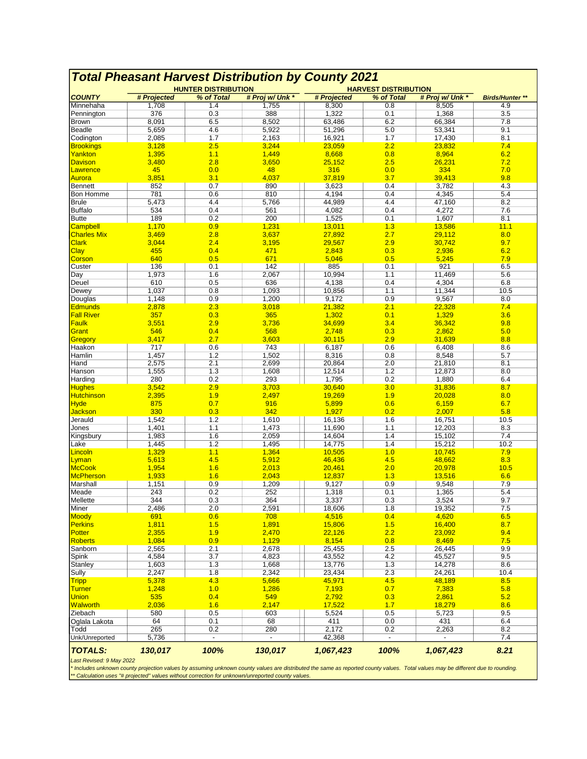# Total Pheasant Harvest Distribution by County 2021

| | HUNTER DISTRIBUTION | | | HARVEST DISTRIBUTION | | | |
|---|---|---|---|---|---|---|---|
| **COUNTY** | **# Projected** | **% of Total** | **# Proj w/ Unk *** | **# Projected** | **% of Total** | **# Proj w/ Unk *** | **Birds/Hunter **** |
| Minnehaha | 1,708 | 1.4 | 1,755 | 8,300 | 0.8 | 8,505 | 4.9 |
| Pennington | 376 | 0.3 | 388 | 1,322 | 0.1 | 1,368 | 3.5 |
| Brown | 8,091 | 6.5 | 8,502 | 63,486 | 6.2 | 66,384 | 7.8 |
| Beadle | 5,659 | 4.6 | 5,922 | 51,296 | 5.0 | 53,341 | 9.1 |
| Codington | 2,085 | 1.7 | 2,163 | 16,921 | 1.7 | 17,430 | 8.1 |
| Brookings | 3,128 | 2.5 | 3,244 | 23,059 | 2.2 | 23,832 | 7.4 |
| Yankton | 1,395 | 1.1 | 1,449 | 8,668 | 0.8 | 8,964 | 6.2 |
| Davison | 3,480 | 2.8 | 3,650 | 25,152 | 2.5 | 26,231 | 7.2 |
| Lawrence | 45 | 0.0 | 48 | 316 | 0.0 | 334 | 7.0 |
| Aurora | 3,851 | 3.1 | 4,037 | 37,819 | 3.7 | 39,413 | 9.8 |
| Bennett | 852 | 0.7 | 890 | 3,623 | 0.4 | 3,782 | 4.3 |
| Bon Homme | 781 | 0.6 | 810 | 4,194 | 0.4 | 4,345 | 5.4 |
| Brule | 5,473 | 4.4 | 5,766 | 44,989 | 4.4 | 47,160 | 8.2 |
| Buffalo | 534 | 0.4 | 561 | 4,082 | 0.4 | 4,272 | 7.6 |
| Butte | 189 | 0.2 | 200 | 1,525 | 0.1 | 1,607 | 8.1 |
| Campbell | 1,170 | 0.9 | 1,231 | 13,011 | 1.3 | 13,586 | 11.1 |
| Charles Mix | 3,469 | 2.8 | 3,637 | 27,892 | 2.7 | 29,112 | 8.0 |
| Clark | 3,044 | 2.4 | 3,195 | 29,567 | 2.9 | 30,742 | 9.7 |
| Clay | 455 | 0.4 | 471 | 2,843 | 0.3 | 2,936 | 6.2 |
| Corson | 640 | 0.5 | 671 | 5,046 | 0.5 | 5,245 | 7.9 |
| Custer | 136 | 0.1 | 142 | 885 | 0.1 | 921 | 6.5 |
| Day | 1,973 | 1.6 | 2,067 | 10,994 | 1.1 | 11,469 | 5.6 |
| Deuel | 610 | 0.5 | 636 | 4,138 | 0.4 | 4,304 | 6.8 |
| Dewey | 1,037 | 0.8 | 1,093 | 10,856 | 1.1 | 11,344 | 10.5 |
| Douglas | 1,148 | 0.9 | 1,200 | 9,172 | 0.9 | 9,567 | 8.0 |
| Edmunds | 2,878 | 2.3 | 3,018 | 21,382 | 2.1 | 22,328 | 7.4 |
| Fall River | 357 | 0.3 | 365 | 1,302 | 0.1 | 1,329 | 3.6 |
| Faulk | 3,551 | 2.9 | 3,736 | 34,699 | 3.4 | 36,342 | 9.8 |
| Grant | 546 | 0.4 | 568 | 2,748 | 0.3 | 2,862 | 5.0 |
| Gregory | 3,417 | 2.7 | 3,603 | 30,115 | 2.9 | 31,639 | 8.8 |
| Haakon | 717 | 0.6 | 743 | 6,187 | 0.6 | 6,408 | 8.6 |
| Hamlin | 1,457 | 1.2 | 1,502 | 8,316 | 0.8 | 8,548 | 5.7 |
| Hand | 2,575 | 2.1 | 2,699 | 20,864 | 2.0 | 21,810 | 8.1 |
| Hanson | 1,555 | 1.3 | 1,608 | 12,514 | 1.2 | 12,873 | 8.0 |
| Harding | 280 | 0.2 | 293 | 1,795 | 0.2 | 1,880 | 6.4 |
| Hughes | 3,542 | 2.9 | 3,703 | 30,640 | 3.0 | 31,836 | 8.7 |
| Hutchinson | 2,395 | 1.9 | 2,497 | 19,269 | 1.9 | 20,028 | 8.0 |
| Hyde | 875 | 0.7 | 916 | 5,899 | 0.6 | 6,159 | 6.7 |
| Jackson | 330 | 0.3 | 342 | 1,927 | 0.2 | 2,007 | 5.8 |
| Jerauld | 1,542 | 1.2 | 1,610 | 16,136 | 1.6 | 16,751 | 10.5 |
| Jones | 1,401 | 1.1 | 1,473 | 11,690 | 1.1 | 12,203 | 8.3 |
| Kingsbury | 1,983 | 1.6 | 2,059 | 14,604 | 1.4 | 15,102 | 7.4 |
| Lake | 1,445 | 1.2 | 1,495 | 14,775 | 1.4 | 15,212 | 10.2 |
| Lincoln | 1,329 | 1.1 | 1,364 | 10,505 | 1.0 | 10,745 | 7.9 |
| Lyman | 5,613 | 4.5 | 5,912 | 46,436 | 4.5 | 48,662 | 8.3 |
| McCook | 1,954 | 1.6 | 2,013 | 20,461 | 2.0 | 20,978 | 10.5 |
| McPherson | 1,933 | 1.6 | 2,043 | 12,837 | 1.3 | 13,516 | 6.6 |
| Marshall | 1,151 | 0.9 | 1,209 | 9,127 | 0.9 | 9,548 | 7.9 |
| Meade | 243 | 0.2 | 252 | 1,318 | 0.1 | 1,365 | 5.4 |
| Mellette | 344 | 0.3 | 364 | 3,337 | 0.3 | 3,524 | 9.7 |
| Miner | 2,486 | 2.0 | 2,591 | 18,606 | 1.8 | 19,352 | 7.5 |
| Moody | 691 | 0.6 | 708 | 4,516 | 0.4 | 4,620 | 6.5 |
| Perkins | 1,811 | 1.5 | 1,891 | 15,806 | 1.5 | 16,400 | 8.7 |
| Potter | 2,355 | 1.9 | 2,470 | 22,126 | 2.2 | 23,092 | 9.4 |
| Roberts | 1,084 | 0.9 | 1,129 | 8,154 | 0.8 | 8,469 | 7.5 |
| Sanborn | 2,565 | 2.1 | 2,678 | 25,455 | 2.5 | 26,445 | 9.9 |
| Spink | 4,584 | 3.7 | 4,823 | 43,552 | 4.2 | 45,527 | 9.5 |
| Stanley | 1,603 | 1.3 | 1,668 | 13,776 | 1.3 | 14,278 | 8.6 |
| Sully | 2,247 | 1.8 | 2,342 | 23,434 | 2.3 | 24,261 | 10.4 |
| Tripp | 5,378 | 4.3 | 5,666 | 45,971 | 4.5 | 48,189 | 8.5 |
| Turner | 1,248 | 1.0 | 1,286 | 7,193 | 0.7 | 7,383 | 5.8 |
| Union | 535 | 0.4 | 549 | 2,792 | 0.3 | 2,861 | 5.2 |
| Walworth | 2,036 | 1.6 | 2,147 | 17,522 | 1.7 | 18,279 | 8.6 |
| Ziebach | 580 | 0.5 | 603 | 5,524 | 0.5 | 5,723 | 9.5 |
| Oglala Lakota | 64 | 0.1 | 68 | 411 | 0.0 | 431 | 6.4 |
| Todd | 265 | 0.2 | 280 | 2,172 | 0.2 | 2,263 | 8.2 |
| Unk/Unreported | 5,736 | - | - | 42,368 | - | - | 7.4 |
| **TOTALS:** | **130,017** | **100%** | **130,017** | **1,067,423** | **100%** | **1,067,423** | **8.21** |

*Last Revised: 9 May 2022*

\* *Includes unknown county projection values by assuming unknown county values are distributed the same as reported county values. Total values may be different due to rounding.*

\*\* *Calculation uses "# projected" values without correction for unknown/unreported county values.*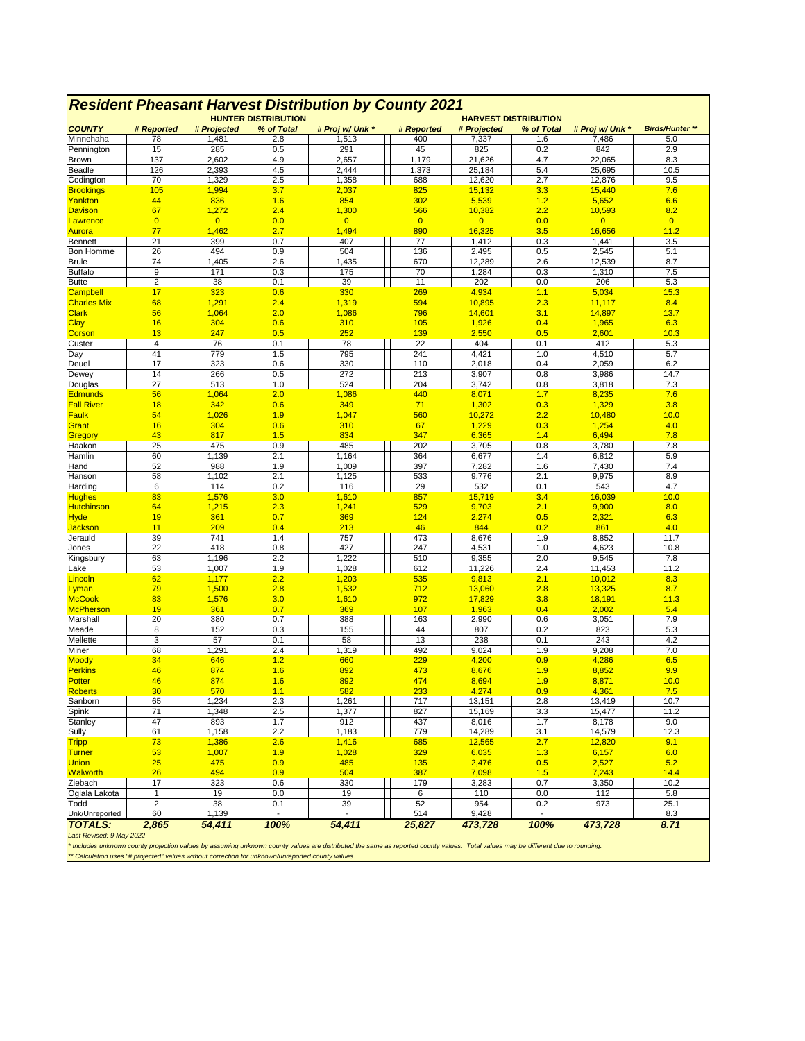# Resident Pheasant Harvest Distribution by County 2021

| | HUNTER DISTRIBUTION | | | | HARVEST DISTRIBUTION | | | | |
|---|---|---|---|---|---|---|---|---|---|
| COUNTY | # Reported | # Projected | % of Total | # Proj w/ Unk * | # Reported | # Projected | % of Total | # Proj w/ Unk * | Birds/Hunter ** |
| Minnehaha | 78 | 1,481 | 2.8 | 1,513 | 400 | 7,337 | 1.6 | 7,486 | 5.0 |
| Pennington | 15 | 285 | 0.5 | 291 | 45 | 825 | 0.2 | 842 | 2.9 |
| Brown | 137 | 2,602 | 4.9 | 2,657 | 1,179 | 21,626 | 4.7 | 22,065 | 8.3 |
| Beadle | 126 | 2,393 | 4.5 | 2,444 | 1,373 | 25,184 | 5.4 | 25,695 | 10.5 |
| Codington | 70 | 1,329 | 2.5 | 1,358 | 688 | 12,620 | 2.7 | 12,876 | 9.5 |
| Brookings | 105 | 1,994 | 3.7 | 2,037 | 825 | 15,132 | 3.3 | 15,440 | 7.6 |
| Yankton | 44 | 836 | 1.6 | 854 | 302 | 5,539 | 1.2 | 5,652 | 6.6 |
| Davison | 67 | 1,272 | 2.4 | 1,300 | 566 | 10,382 | 2.2 | 10,593 | 8.2 |
| Lawrence | 0 | 0 | 0.0 | 0 | 0 | 0 | 0.0 | 0 | 0 |
| Aurora | 77 | 1,462 | 2.7 | 1,494 | 890 | 16,325 | 3.5 | 16,656 | 11.2 |
| Bennett | 21 | 399 | 0.7 | 407 | 77 | 1,412 | 0.3 | 1,441 | 3.5 |
| Bon Homme | 26 | 494 | 0.9 | 504 | 136 | 2,495 | 0.5 | 2,545 | 5.1 |
| Brule | 74 | 1,405 | 2.6 | 1,435 | 670 | 12,289 | 2.6 | 12,539 | 8.7 |
| Buffalo | 9 | 171 | 0.3 | 175 | 70 | 1,284 | 0.3 | 1,310 | 7.5 |
| Butte | 2 | 38 | 0.1 | 39 | 11 | 202 | 0.0 | 206 | 5.3 |
| Campbell | 17 | 323 | 0.6 | 330 | 269 | 4,934 | 1.1 | 5,034 | 15.3 |
| Charles Mix | 68 | 1,291 | 2.4 | 1,319 | 594 | 10,895 | 2.3 | 11,117 | 8.4 |
| Clark | 56 | 1,064 | 2.0 | 1,086 | 796 | 14,601 | 3.1 | 14,897 | 13.7 |
| Clay | 16 | 304 | 0.6 | 310 | 105 | 1,926 | 0.4 | 1,965 | 6.3 |
| Corson | 13 | 247 | 0.5 | 252 | 139 | 2,550 | 0.5 | 2,601 | 10.3 |
| Custer | 4 | 76 | 0.1 | 78 | 22 | 404 | 0.1 | 412 | 5.3 |
| Day | 41 | 779 | 1.5 | 795 | 241 | 4,421 | 1.0 | 4,510 | 5.7 |
| Deuel | 17 | 323 | 0.6 | 330 | 110 | 2,018 | 0.4 | 2,059 | 6.2 |
| Dewey | 14 | 266 | 0.5 | 272 | 213 | 3,907 | 0.8 | 3,986 | 14.7 |
| Douglas | 27 | 513 | 1.0 | 524 | 204 | 3,742 | 0.8 | 3,818 | 7.3 |
| Edmunds | 56 | 1,064 | 2.0 | 1,086 | 440 | 8,071 | 1.7 | 8,235 | 7.6 |
| Fall River | 18 | 342 | 0.6 | 349 | 71 | 1,302 | 0.3 | 1,329 | 3.8 |
| Faulk | 54 | 1,026 | 1.9 | 1,047 | 560 | 10,272 | 2.2 | 10,480 | 10.0 |
| Grant | 16 | 304 | 0.6 | 310 | 67 | 1,229 | 0.3 | 1,254 | 4.0 |
| Gregory | 43 | 817 | 1.5 | 834 | 347 | 6,365 | 1.4 | 6,494 | 7.8 |
| Haakon | 25 | 475 | 0.9 | 485 | 202 | 3,705 | 0.8 | 3,780 | 7.8 |
| Hamlin | 60 | 1,139 | 2.1 | 1,164 | 364 | 6,677 | 1.4 | 6,812 | 5.9 |
| Hand | 52 | 988 | 1.9 | 1,009 | 397 | 7,282 | 1.6 | 7,430 | 7.4 |
| Hanson | 58 | 1,102 | 2.1 | 1,125 | 533 | 9,776 | 2.1 | 9,975 | 8.9 |
| Harding | 6 | 114 | 0.2 | 116 | 29 | 532 | 0.1 | 543 | 4.7 |
| Hughes | 83 | 1,576 | 3.0 | 1,610 | 857 | 15,719 | 3.4 | 16,039 | 10.0 |
| Hutchinson | 64 | 1,215 | 2.3 | 1,241 | 529 | 9,703 | 2.1 | 9,900 | 8.0 |
| Hyde | 19 | 361 | 0.7 | 369 | 124 | 2,274 | 0.5 | 2,321 | 6.3 |
| Jackson | 11 | 209 | 0.4 | 213 | 46 | 844 | 0.2 | 861 | 4.0 |
| Jerauld | 39 | 741 | 1.4 | 757 | 473 | 8,676 | 1.9 | 8,852 | 11.7 |
| Jones | 22 | 418 | 0.8 | 427 | 247 | 4,531 | 1.0 | 4,623 | 10.8 |
| Kingsbury | 63 | 1,196 | 2.2 | 1,222 | 510 | 9,355 | 2.0 | 9,545 | 7.8 |
| Lake | 53 | 1,007 | 1.9 | 1,028 | 612 | 11,226 | 2.4 | 11,453 | 11.2 |
| Lincoln | 62 | 1,177 | 2.2 | 1,203 | 535 | 9,813 | 2.1 | 10,012 | 8.3 |
| Lyman | 79 | 1,500 | 2.8 | 1,532 | 712 | 13,060 | 2.8 | 13,325 | 8.7 |
| McCook | 83 | 1,576 | 3.0 | 1,610 | 972 | 17,829 | 3.8 | 18,191 | 11.3 |
| McPherson | 19 | 361 | 0.7 | 369 | 107 | 1,963 | 0.4 | 2,002 | 5.4 |
| Marshall | 20 | 380 | 0.7 | 388 | 163 | 2,990 | 0.6 | 3,051 | 7.9 |
| Meade | 8 | 152 | 0.3 | 155 | 44 | 807 | 0.2 | 823 | 5.3 |
| Mellette | 3 | 57 | 0.1 | 58 | 13 | 238 | 0.1 | 243 | 4.2 |
| Miner | 68 | 1,291 | 2.4 | 1,319 | 492 | 9,024 | 1.9 | 9,208 | 7.0 |
| Moody | 34 | 646 | 1.2 | 660 | 229 | 4,200 | 0.9 | 4,286 | 6.5 |
| Perkins | 46 | 874 | 1.6 | 892 | 473 | 8,676 | 1.9 | 8,852 | 9.9 |
| Potter | 46 | 874 | 1.6 | 892 | 474 | 8,694 | 1.9 | 8,871 | 10.0 |
| Roberts | 30 | 570 | 1.1 | 582 | 233 | 4,274 | 0.9 | 4,361 | 7.5 |
| Sanborn | 65 | 1,234 | 2.3 | 1,261 | 717 | 13,151 | 2.8 | 13,419 | 10.7 |
| Spink | 71 | 1,348 | 2.5 | 1,377 | 827 | 15,169 | 3.3 | 15,477 | 11.2 |
| Stanley | 47 | 893 | 1.7 | 912 | 437 | 8,016 | 1.7 | 8,178 | 9.0 |
| Sully | 61 | 1,158 | 2.2 | 1,183 | 779 | 14,289 | 3.1 | 14,579 | 12.3 |
| Tripp | 73 | 1,386 | 2.6 | 1,416 | 685 | 12,565 | 2.7 | 12,820 | 9.1 |
| Turner | 53 | 1,007 | 1.9 | 1,028 | 329 | 6,035 | 1.3 | 6,157 | 6.0 |
| Union | 25 | 475 | 0.9 | 485 | 135 | 2,476 | 0.5 | 2,527 | 5.2 |
| Walworth | 26 | 494 | 0.9 | 504 | 387 | 7,098 | 1.5 | 7,243 | 14.4 |
| Ziebach | 17 | 323 | 0.6 | 330 | 179 | 3,283 | 0.7 | 3,350 | 10.2 |
| Oglala Lakota | 1 | 19 | 0.0 | 19 | 6 | 110 | 0.0 | 112 | 5.8 |
| Todd | 2 | 38 | 0.1 | 39 | 52 | 954 | 0.2 | 973 | 25.1 |
| Unk/Unreported | 60 | 1,139 | - | - | 514 | 9,428 | - | | 8.3 |
| **TOTALS:** | **2,865** | **54,411** | **100%** | **54,411** | **25,827** | **473,728** | **100%** | **473,728** | **8.71** |

*Last Revised: 9 May 2022*

*\* Includes unknown county projection values by assuming unknown county values are distributed the same as reported county values. Total values may be different due to rounding.*

*\*\* Calculation uses "# projected" values without correction for unknown/unreported county values.*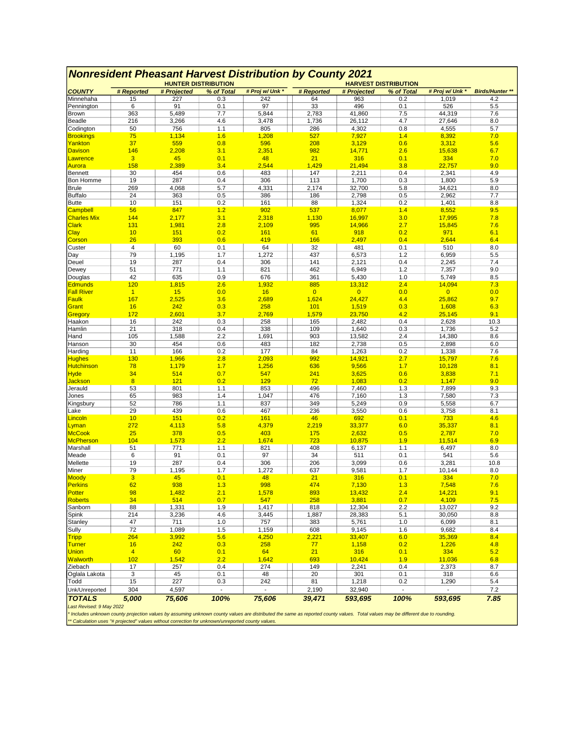# Nonresident Pheasant Harvest Distribution by County 2021

| | HUNTER DISTRIBUTION | | | | HARVEST DISTRIBUTION | | | | |
|---|---|---|---|---|---|---|---|---|---|
| **COUNTY** | **# Reported** | **# Projected** | **% of Total** | **# Proj w/ Unk \*** | **# Reported** | **# Projected** | **% of Total** | **# Proj w/ Unk \*** | **Birds/Hunter \*\*** |
| Minnehaha | 15 | 227 | 0.3 | 242 | 64 | 963 | 0.2 | 1,019 | 4.2 |
| Pennington | 6 | 91 | 0.1 | 97 | 33 | 496 | 0.1 | 526 | 5.5 |
| Brown | 363 | 5,489 | 7.7 | 5,844 | 2,783 | 41,860 | 7.5 | 44,319 | 7.6 |
| Beadle | 216 | 3,266 | 4.6 | 3,478 | 1,736 | 26,112 | 4.7 | 27,646 | 8.0 |
| Codington | 50 | 756 | 1.1 | 805 | 286 | 4,302 | 0.8 | 4,555 | 5.7 |
| Brookings | 75 | 1,134 | 1.6 | 1,208 | 527 | 7,927 | 1.4 | 8,392 | 7.0 |
| Yankton | 37 | 559 | 0.8 | 596 | 208 | 3,129 | 0.6 | 3,312 | 5.6 |
| Davison | 146 | 2,208 | 3.1 | 2,351 | 982 | 14,771 | 2.6 | 15,638 | 6.7 |
| Lawrence | 3 | 45 | 0.1 | 48 | 21 | 316 | 0.1 | 334 | 7.0 |
| Aurora | 158 | 2,389 | 3.4 | 2,544 | 1,429 | 21,494 | 3.8 | 22,757 | 9.0 |
| Bennett | 30 | 454 | 0.6 | 483 | 147 | 2,211 | 0.4 | 2,341 | 4.9 |
| Bon Homme | 19 | 287 | 0.4 | 306 | 113 | 1,700 | 0.3 | 1,800 | 5.9 |
| Brule | 269 | 4,068 | 5.7 | 4,331 | 2,174 | 32,700 | 5.8 | 34,621 | 8.0 |
| Buffalo | 24 | 363 | 0.5 | 386 | 186 | 2,798 | 0.5 | 2,962 | 7.7 |
| Butte | 10 | 151 | 0.2 | 161 | 88 | 1,324 | 0.2 | 1,401 | 8.8 |
| Campbell | 56 | 847 | 1.2 | 902 | 537 | 8,077 | 1.4 | 8,552 | 9.5 |
| Charles Mix | 144 | 2,177 | 3.1 | 2,318 | 1,130 | 16,997 | 3.0 | 17,995 | 7.8 |
| Clark | 131 | 1,981 | 2.8 | 2,109 | 995 | 14,966 | 2.7 | 15,845 | 7.6 |
| Clay | 10 | 151 | 0.2 | 161 | 61 | 918 | 0.2 | 971 | 6.1 |
| Corson | 26 | 393 | 0.6 | 419 | 166 | 2,497 | 0.4 | 2,644 | 6.4 |
| Custer | 4 | 60 | 0.1 | 64 | 32 | 481 | 0.1 | 510 | 8.0 |
| Day | 79 | 1,195 | 1.7 | 1,272 | 437 | 6,573 | 1.2 | 6,959 | 5.5 |
| Deuel | 19 | 287 | 0.4 | 306 | 141 | 2,121 | 0.4 | 2,245 | 7.4 |
| Dewey | 51 | 771 | 1.1 | 821 | 462 | 6,949 | 1.2 | 7,357 | 9.0 |
| Douglas | 42 | 635 | 0.9 | 676 | 361 | 5,430 | 1.0 | 5,749 | 8.5 |
| Edmunds | 120 | 1,815 | 2.6 | 1,932 | 885 | 13,312 | 2.4 | 14,094 | 7.3 |
| Fall River | 1 | 15 | 0.0 | 16 | 0 | 0 | 0.0 | 0 | 0.0 |
| Faulk | 167 | 2,525 | 3.6 | 2,689 | 1,624 | 24,427 | 4.4 | 25,862 | 9.7 |
| Grant | 16 | 242 | 0.3 | 258 | 101 | 1,519 | 0.3 | 1,608 | 6.3 |
| Gregory | 172 | 2,601 | 3.7 | 2,769 | 1,579 | 23,750 | 4.2 | 25,145 | 9.1 |
| Haakon | 16 | 242 | 0.3 | 258 | 165 | 2,482 | 0.4 | 2,628 | 10.3 |
| Hamlin | 21 | 318 | 0.4 | 338 | 109 | 1,640 | 0.3 | 1,736 | 5.2 |
| Hand | 105 | 1,588 | 2.2 | 1,691 | 903 | 13,582 | 2.4 | 14,380 | 8.6 |
| Hanson | 30 | 454 | 0.6 | 483 | 182 | 2,738 | 0.5 | 2,898 | 6.0 |
| Harding | 11 | 166 | 0.2 | 177 | 84 | 1,263 | 0.2 | 1,338 | 7.6 |
| Hughes | 130 | 1,966 | 2.8 | 2,093 | 992 | 14,921 | 2.7 | 15,797 | 7.6 |
| Hutchinson | 78 | 1,179 | 1.7 | 1,256 | 636 | 9,566 | 1.7 | 10,128 | 8.1 |
| Hyde | 34 | 514 | 0.7 | 547 | 241 | 3,625 | 0.6 | 3,838 | 7.1 |
| Jackson | 8 | 121 | 0.2 | 129 | 72 | 1,083 | 0.2 | 1,147 | 9.0 |
| Jerauld | 53 | 801 | 1.1 | 853 | 496 | 7,460 | 1.3 | 7,899 | 9.3 |
| Jones | 65 | 983 | 1.4 | 1,047 | 476 | 7,160 | 1.3 | 7,580 | 7.3 |
| Kingsbury | 52 | 786 | 1.1 | 837 | 349 | 5,249 | 0.9 | 5,558 | 6.7 |
| Lake | 29 | 439 | 0.6 | 467 | 236 | 3,550 | 0.6 | 3,758 | 8.1 |
| Lincoln | 10 | 151 | 0.2 | 161 | 46 | 692 | 0.1 | 733 | 4.6 |
| Lyman | 272 | 4,113 | 5.8 | 4,379 | 2,219 | 33,377 | 6.0 | 35,337 | 8.1 |
| McCook | 25 | 378 | 0.5 | 403 | 175 | 2,632 | 0.5 | 2,787 | 7.0 |
| McPherson | 104 | 1,573 | 2.2 | 1,674 | 723 | 10,875 | 1.9 | 11,514 | 6.9 |
| Marshall | 51 | 771 | 1.1 | 821 | 408 | 6,137 | 1.1 | 6,497 | 8.0 |
| Meade | 6 | 91 | 0.1 | 97 | 34 | 511 | 0.1 | 541 | 5.6 |
| Mellette | 19 | 287 | 0.4 | 306 | 206 | 3,099 | 0.6 | 3,281 | 10.8 |
| Miner | 79 | 1,195 | 1.7 | 1,272 | 637 | 9,581 | 1.7 | 10,144 | 8.0 |
| Moody | 3 | 45 | 0.1 | 48 | 21 | 316 | 0.1 | 334 | 7.0 |
| Perkins | 62 | 938 | 1.3 | 998 | 474 | 7,130 | 1.3 | 7,548 | 7.6 |
| Potter | 98 | 1,482 | 2.1 | 1,578 | 893 | 13,432 | 2.4 | 14,221 | 9.1 |
| Roberts | 34 | 514 | 0.7 | 547 | 258 | 3,881 | 0.7 | 4,109 | 7.5 |
| Sanborn | 88 | 1,331 | 1.9 | 1,417 | 818 | 12,304 | 2.2 | 13,027 | 9.2 |
| Spink | 214 | 3,236 | 4.6 | 3,445 | 1,887 | 28,383 | 5.1 | 30,050 | 8.8 |
| Stanley | 47 | 711 | 1.0 | 757 | 383 | 5,761 | 1.0 | 6,099 | 8.1 |
| Sully | 72 | 1,089 | 1.5 | 1,159 | 608 | 9,145 | 1.6 | 9,682 | 8.4 |
| Tripp | 264 | 3,992 | 5.6 | 4,250 | 2,221 | 33,407 | 6.0 | 35,369 | 8.4 |
| Turner | 16 | 242 | 0.3 | 258 | 77 | 1,158 | 0.2 | 1,226 | 4.8 |
| Union | 4 | 60 | 0.1 | 64 | 21 | 316 | 0.1 | 334 | 5.2 |
| Walworth | 102 | 1,542 | 2.2 | 1,642 | 693 | 10,424 | 1.9 | 11,036 | 6.8 |
| Ziebach | 17 | 257 | 0.4 | 274 | 149 | 2,241 | 0.4 | 2,373 | 8.7 |
| Oglala Lakota | 3 | 45 | 0.1 | 48 | 20 | 301 | 0.1 | 318 | 6.6 |
| Todd | 15 | 227 | 0.3 | 242 | 81 | 1,218 | 0.2 | 1,290 | 5.4 |
| Unk/Unreported | 304 | 4,597 | - | - | 2,190 | 32,940 | - | - | 7.2 |
| **TOTALS** | **5,000** | **75,606** | **100%** | **75,606** | **39,471** | **593,695** | **100%** | **593,695** | **7.85** |

*Last Revised: 9 May 2022*

*\* Includes unknown county projection values by assuming unknown county values are distributed the same as reported county values. Total values may be different due to rounding.*

*\*\* Calculation uses "# projected" values without correction for unknown/unreported county values.*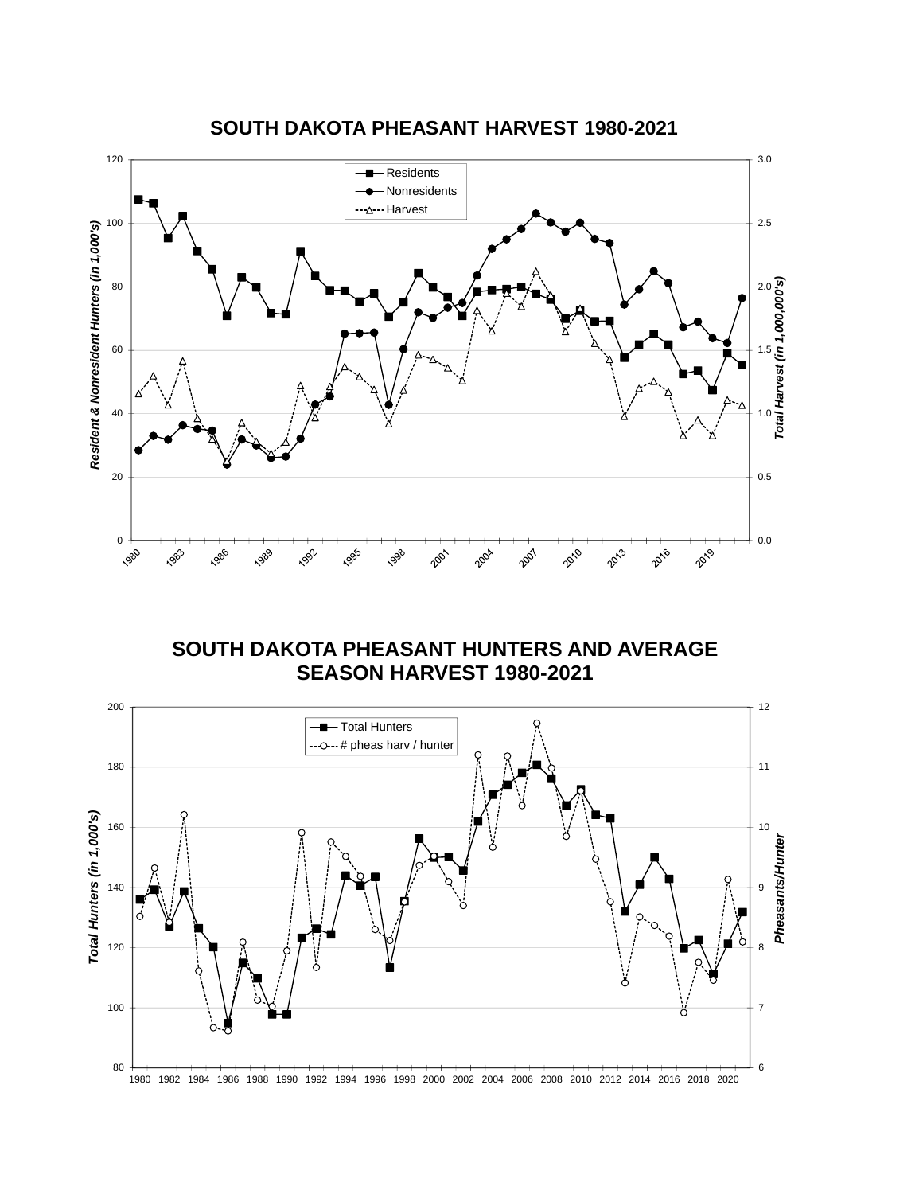# SOUTH DAKOTA PHEASANT HARVEST 1980-2021

Residents
Nonresidents
Harvest

Resident & Nonresident Hunters (in 1,000's)

Total Harvest (in 1,000,000's)

120
100
80
60
40
20
0

3.0
2.5
2.0
1.5
1.0
0.5
0.0

1980 1983 1986 1989 1992 1995 1998 2001 2004 2007 2010 2013 2016 2019

# SOUTH DAKOTA PHEASANT HUNTERS AND AVERAGE SEASON HARVEST 1980-2021

Total Hunters
# pheas harv / hunter

Total Hunters (in 1,000's)

Pheasants/Hunter

200
180
160
140
120
100
80

12
11
10
9
8
7
6

1980 1982 1984 1986 1988 1990 1992 1994 1996 1998 2000 2002 2004 2006 2008 2010 2012 2014 2016 2018 2020